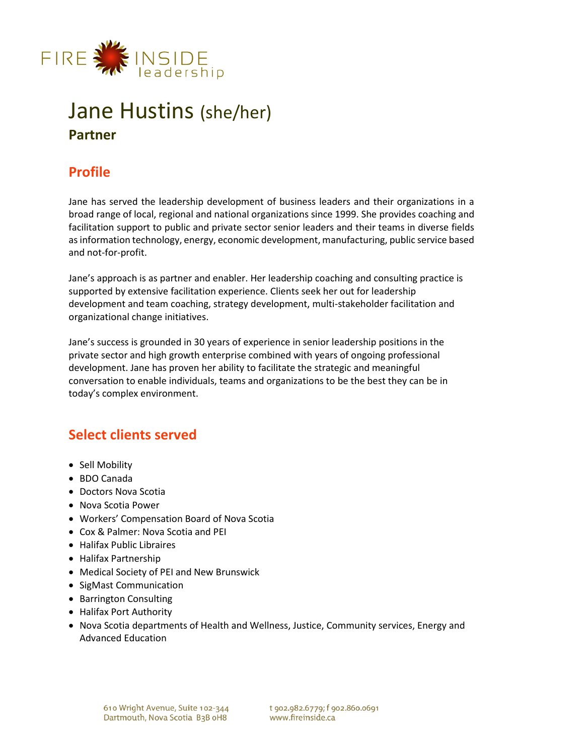FIRE INSIDE leadership

# Jane Hustins (she/her)

**Partner**

## Profile

Jane has served the leadership development of business leaders and their organizations in a broad range of local, regional and national organizations since 1999. She provides coaching and facilitation support to public and private sector senior leaders and their teams in diverse fields as information technology, energy, economic development, manufacturing, public service based and not-for-profit.

Jane's approach is as partner and enabler. Her leadership coaching and consulting practice is supported by extensive facilitation experience. Clients seek her out for leadership development and team coaching, strategy development, multi-stakeholder facilitation and organizational change initiatives.

Jane's success is grounded in 30 years of experience in senior leadership positions in the private sector and high growth enterprise combined with years of ongoing professional development. Jane has proven her ability to facilitate the strategic and meaningful conversation to enable individuals, teams and organizations to be the best they can be in today's complex environment.

## Select clients served

- Sell Mobility
- BDO Canada
- Doctors Nova Scotia
- Nova Scotia Power
- Workers' Compensation Board of Nova Scotia
- Cox & Palmer: Nova Scotia and PEI
- Halifax Public Libraires
- Halifax Partnership
- Medical Society of PEI and New Brunswick
- SigMast Communication
- Barrington Consulting
- Halifax Port Authority
- Nova Scotia departments of Health and Wellness, Justice, Community services, Energy and Advanced Education

610 Wright Avenue, Suite 102-344
Dartmouth, Nova Scotia B3B 0H8

t 902.982.6779; f 902.860.0691
www.fireinside.ca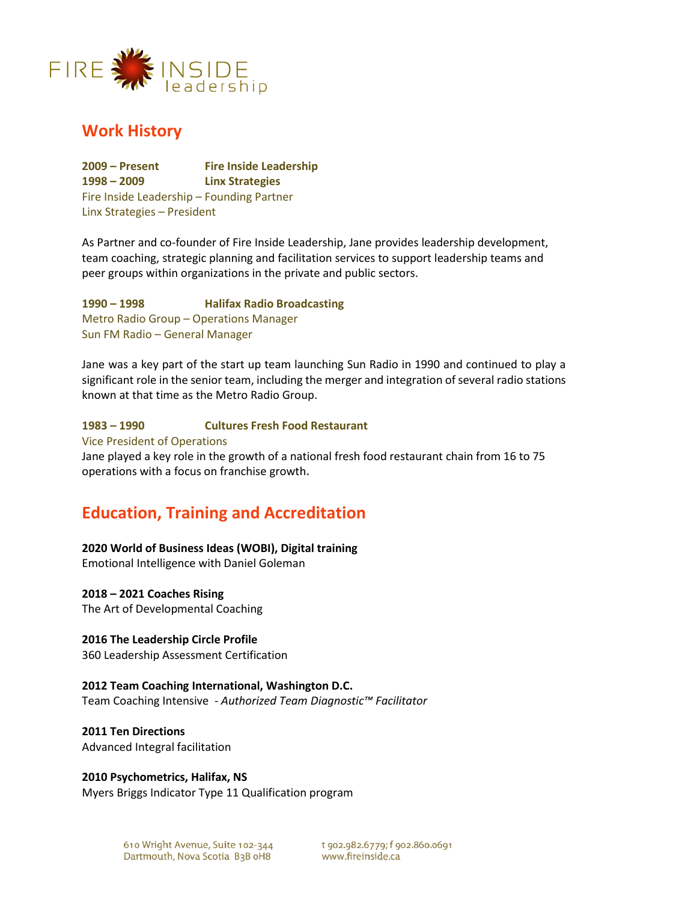## Work History

**2009 – Present Fire Inside Leadership**
**1998 – 2009 Linx Strategies**
Fire Inside Leadership – Founding Partner
Linx Strategies – President

As Partner and co-founder of Fire Inside Leadership, Jane provides leadership development, team coaching, strategic planning and facilitation services to support leadership teams and peer groups within organizations in the private and public sectors.

**1990 – 1998 Halifax Radio Broadcasting**
Metro Radio Group – Operations Manager
Sun FM Radio – General Manager

Jane was a key part of the start up team launching Sun Radio in 1990 and continued to play a significant role in the senior team, including the merger and integration of several radio stations known at that time as the Metro Radio Group.

**1983 – 1990 Cultures Fresh Food Restaurant**
Vice President of Operations
Jane played a key role in the growth of a national fresh food restaurant chain from 16 to 75 operations with a focus on franchise growth.

## Education, Training and Accreditation

**2020 World of Business Ideas (WOBI), Digital training**
Emotional Intelligence with Daniel Goleman

**2018 – 2021 Coaches Rising**
The Art of Developmental Coaching

**2016 The Leadership Circle Profile**
360 Leadership Assessment Certification

**2012 Team Coaching International, Washington D.C.**
Team Coaching Intensive - *Authorized Team Diagnostic™ Facilitator*

**2011 Ten Directions**
Advanced Integral facilitation

**2010 Psychometrics, Halifax, NS**
Myers Briggs Indicator Type 11 Qualification program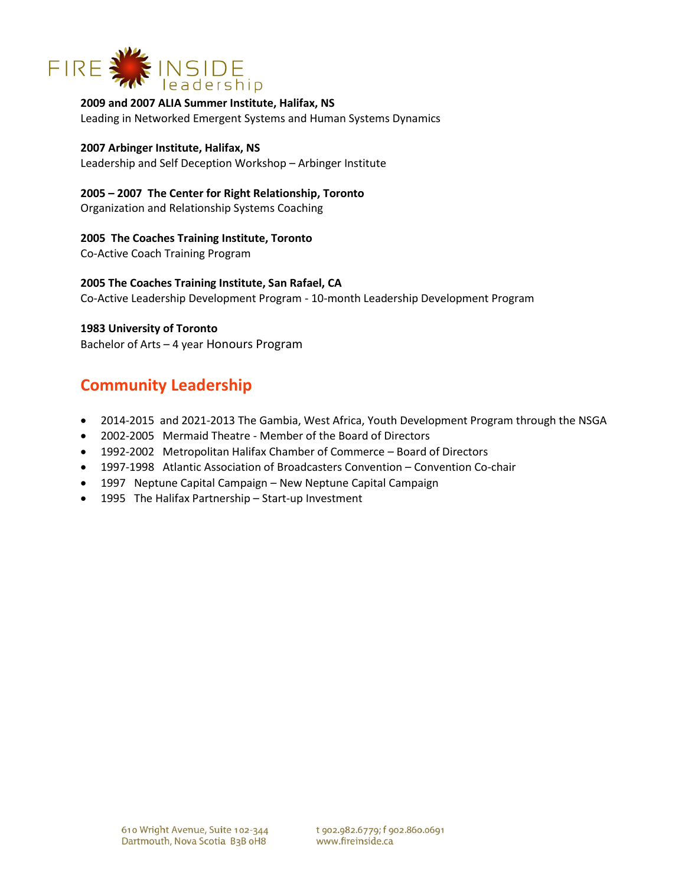**2009 and 2007 ALIA Summer Institute, Halifax, NS**
Leading in Networked Emergent Systems and Human Systems Dynamics

**2007 Arbinger Institute, Halifax, NS**
Leadership and Self Deception Workshop – Arbinger Institute

**2005 – 2007 The Center for Right Relationship, Toronto**
Organization and Relationship Systems Coaching

**2005 The Coaches Training Institute, Toronto**
Co-Active Coach Training Program

**2005 The Coaches Training Institute, San Rafael, CA**
Co-Active Leadership Development Program - 10-month Leadership Development Program

**1983 University of Toronto**
Bachelor of Arts – 4 year Honours Program

## Community Leadership

- 2014-2015 and 2021-2013 The Gambia, West Africa, Youth Development Program through the NSGA
- 2002-2005 Mermaid Theatre - Member of the Board of Directors
- 1992-2002 Metropolitan Halifax Chamber of Commerce – Board of Directors
- 1997-1998 Atlantic Association of Broadcasters Convention – Convention Co-chair
- 1997 Neptune Capital Campaign – New Neptune Capital Campaign
- 1995 The Halifax Partnership – Start-up Investment